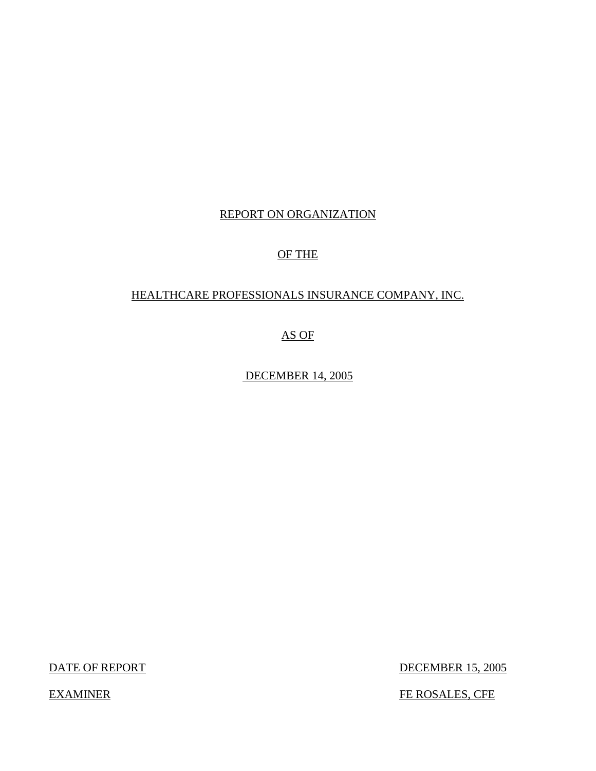# REPORT ON ORGANIZATION

# OF THE

# HEALTHCARE PROFESSIONALS INSURANCE COMPANY, INC.

# AS OF

# DECEMBER 14, 2005

DATE OF REPORT DECEMBER 15, 2005

EXAMINER FE ROSALES, CFE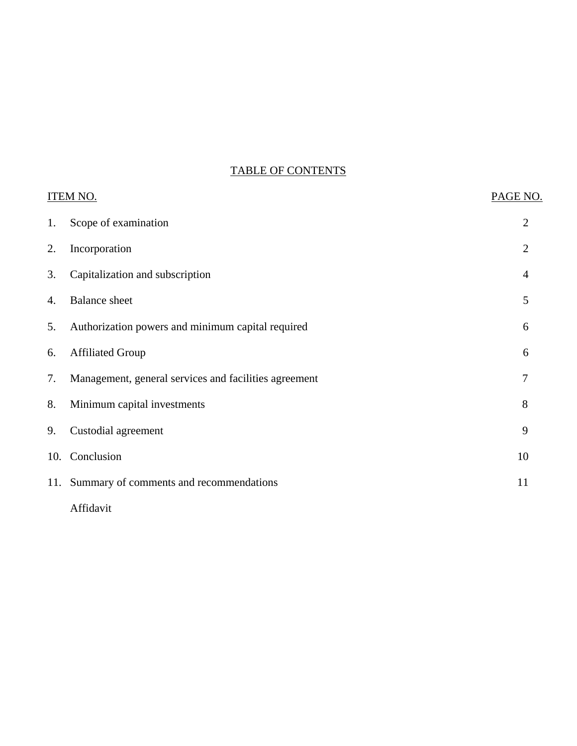## TABLE OF CONTENTS

| ITEM NO. | | PAGE NO. |
|---|---|---|
| 1. | Scope of examination | 2 |
| 2. | Incorporation | 2 |
| 3. | Capitalization and subscription | 4 |
| 4. | Balance sheet | 5 |
| 5. | Authorization powers and minimum capital required | 6 |
| 6. | Affiliated Group | 6 |
| 7. | Management, general services and facilities agreement | 7 |
| 8. | Minimum capital investments | 8 |
| 9. | Custodial agreement | 9 |
| 10. | Conclusion | 10 |
| 11. | Summary of comments and recommendations | 11 |
| | Affidavit | |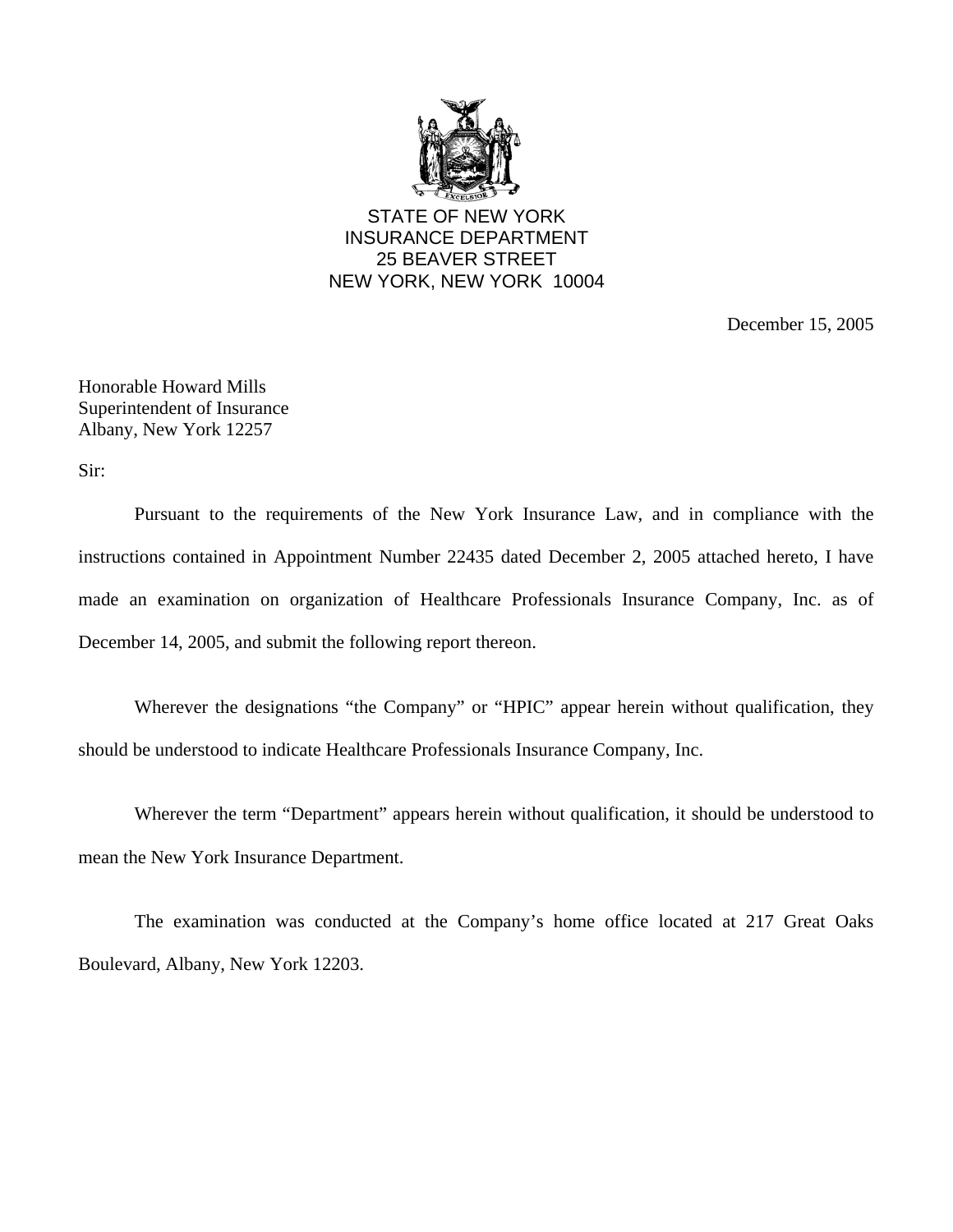STATE OF NEW YORK
INSURANCE DEPARTMENT
25 BEAVER STREET
NEW YORK, NEW YORK 10004

December 15, 2005

Honorable Howard Mills
Superintendent of Insurance
Albany, New York 12257

Sir:

Pursuant to the requirements of the New York Insurance Law, and in compliance with the instructions contained in Appointment Number 22435 dated December 2, 2005 attached hereto, I have made an examination on organization of Healthcare Professionals Insurance Company, Inc. as of December 14, 2005, and submit the following report thereon.

Wherever the designations "the Company" or "HPIC" appear herein without qualification, they should be understood to indicate Healthcare Professionals Insurance Company, Inc.

Wherever the term "Department" appears herein without qualification, it should be understood to mean the New York Insurance Department.

The examination was conducted at the Company's home office located at 217 Great Oaks Boulevard, Albany, New York 12203.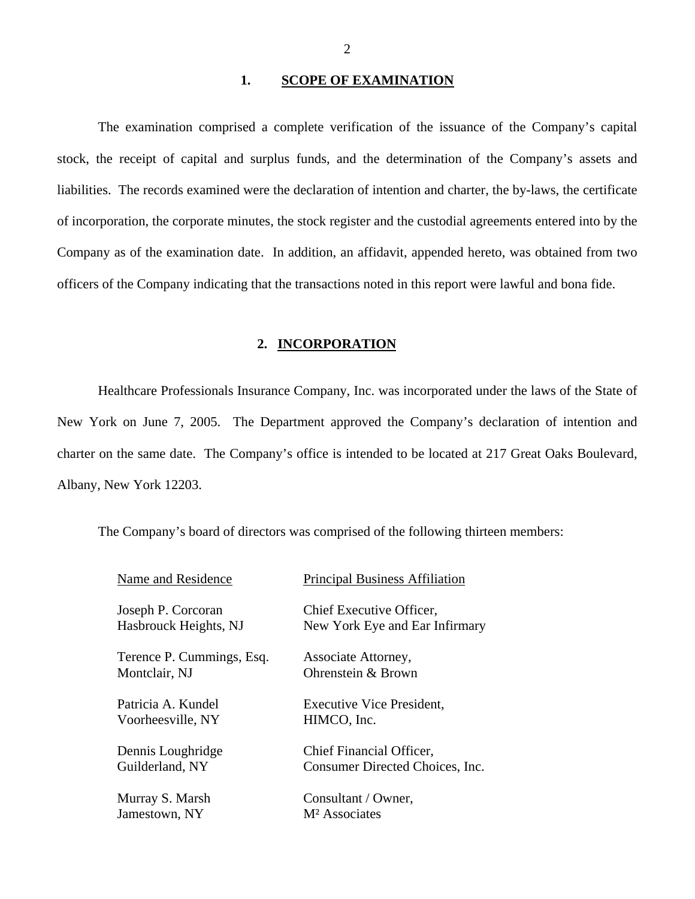## 1. SCOPE OF EXAMINATION

The examination comprised a complete verification of the issuance of the Company's capital stock, the receipt of capital and surplus funds, and the determination of the Company's assets and liabilities. The records examined were the declaration of intention and charter, the by-laws, the certificate of incorporation, the corporate minutes, the stock register and the custodial agreements entered into by the Company as of the examination date. In addition, an affidavit, appended hereto, was obtained from two officers of the Company indicating that the transactions noted in this report were lawful and bona fide.

## 2. INCORPORATION

Healthcare Professionals Insurance Company, Inc. was incorporated under the laws of the State of New York on June 7, 2005. The Department approved the Company's declaration of intention and charter on the same date. The Company's office is intended to be located at 217 Great Oaks Boulevard, Albany, New York 12203.

The Company's board of directors was comprised of the following thirteen members:

| Name and Residence | Principal Business Affiliation |
|---|---|
| Joseph P. Corcoran<br>Hasbrouck Heights, NJ | Chief Executive Officer,<br>New York Eye and Ear Infirmary |
| Terence P. Cummings, Esq.<br>Montclair, NJ | Associate Attorney,<br>Ohrenstein & Brown |
| Patricia A. Kundel<br>Voorheesville, NY | Executive Vice President,<br>HIMCO, Inc. |
| Dennis Loughridge<br>Guilderland, NY | Chief Financial Officer,<br>Consumer Directed Choices, Inc. |
| Murray S. Marsh<br>Jamestown, NY | Consultant / Owner,<br>M² Associates |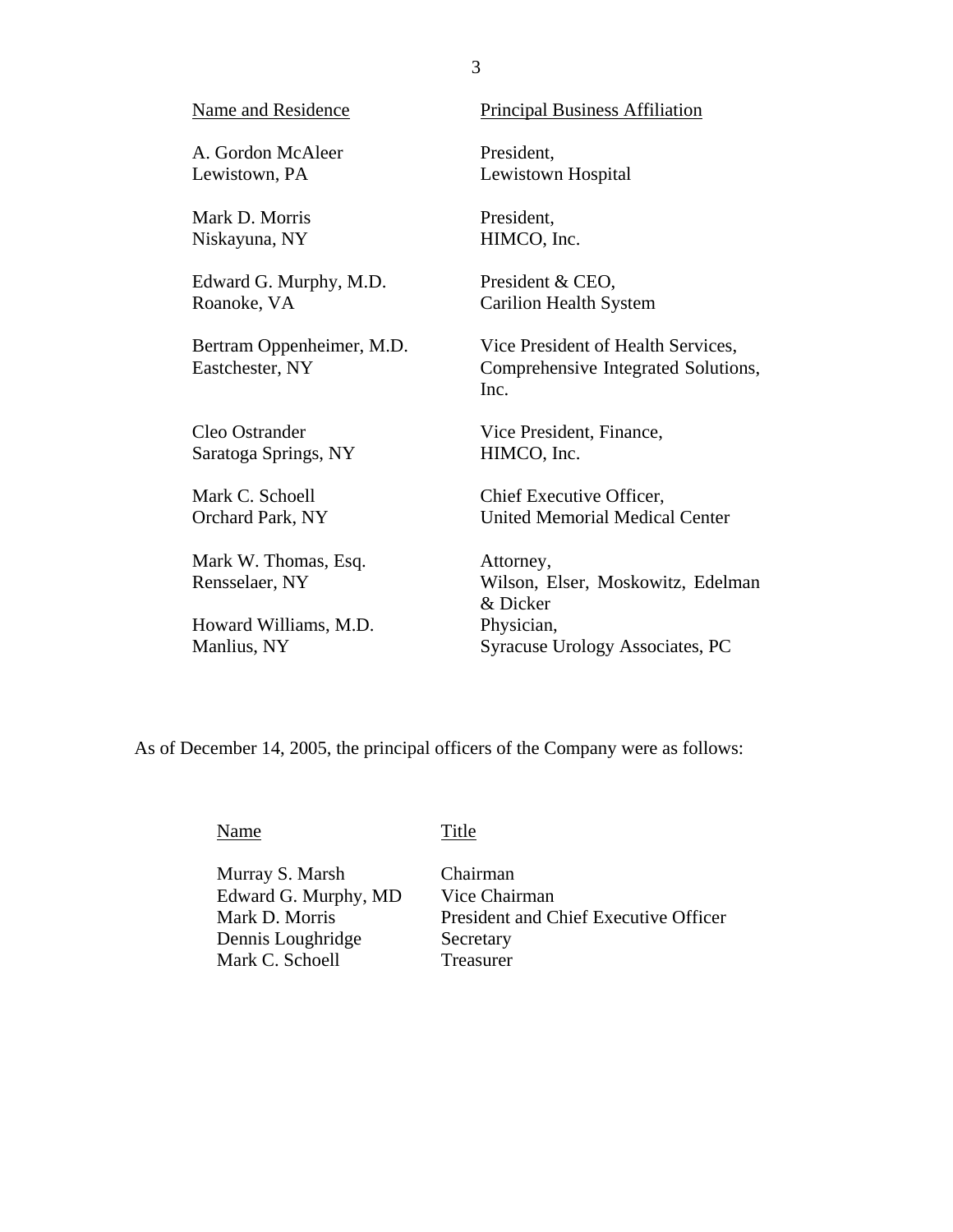| Name and Residence | Principal Business Affiliation |
|---|---|
| A. Gordon McAleer<br>Lewistown, PA | President,<br>Lewistown Hospital |
| Mark D. Morris<br>Niskayuna, NY | President,<br>HIMCO, Inc. |
| Edward G. Murphy, M.D.<br>Roanoke, VA | President & CEO,<br>Carilion Health System |
| Bertram Oppenheimer, M.D.<br>Eastchester, NY | Vice President of Health Services,<br>Comprehensive Integrated Solutions, Inc. |
| Cleo Ostrander<br>Saratoga Springs, NY | Vice President, Finance,<br>HIMCO, Inc. |
| Mark C. Schoell<br>Orchard Park, NY | Chief Executive Officer,<br>United Memorial Medical Center |
| Mark W. Thomas, Esq.<br>Rensselaer, NY | Attorney,<br>Wilson, Elser, Moskowitz, Edelman & Dicker |
| Howard Williams, M.D.<br>Manlius, NY | Physician,<br>Syracuse Urology Associates, PC |

As of December 14, 2005, the principal officers of the Company were as follows:

| Name | Title |
|---|---|
| Murray S. Marsh | Chairman |
| Edward G. Murphy, MD | Vice Chairman |
| Mark D. Morris | President and Chief Executive Officer |
| Dennis Loughridge | Secretary |
| Mark C. Schoell | Treasurer |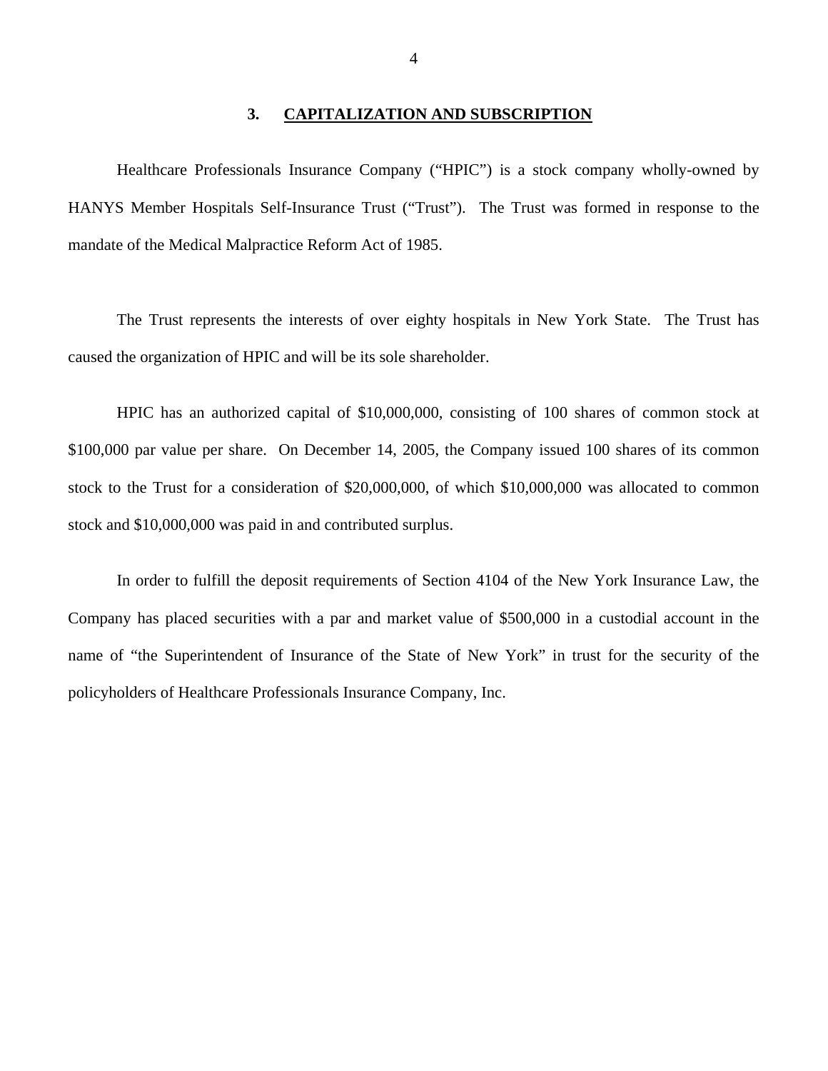## 3. CAPITALIZATION AND SUBSCRIPTION

Healthcare Professionals Insurance Company ("HPIC") is a stock company wholly-owned by HANYS Member Hospitals Self-Insurance Trust ("Trust"). The Trust was formed in response to the mandate of the Medical Malpractice Reform Act of 1985.

The Trust represents the interests of over eighty hospitals in New York State. The Trust has caused the organization of HPIC and will be its sole shareholder.

HPIC has an authorized capital of $10,000,000, consisting of 100 shares of common stock at $100,000 par value per share. On December 14, 2005, the Company issued 100 shares of its common stock to the Trust for a consideration of $20,000,000, of which $10,000,000 was allocated to common stock and $10,000,000 was paid in and contributed surplus.

In order to fulfill the deposit requirements of Section 4104 of the New York Insurance Law, the Company has placed securities with a par and market value of $500,000 in a custodial account in the name of "the Superintendent of Insurance of the State of New York" in trust for the security of the policyholders of Healthcare Professionals Insurance Company, Inc.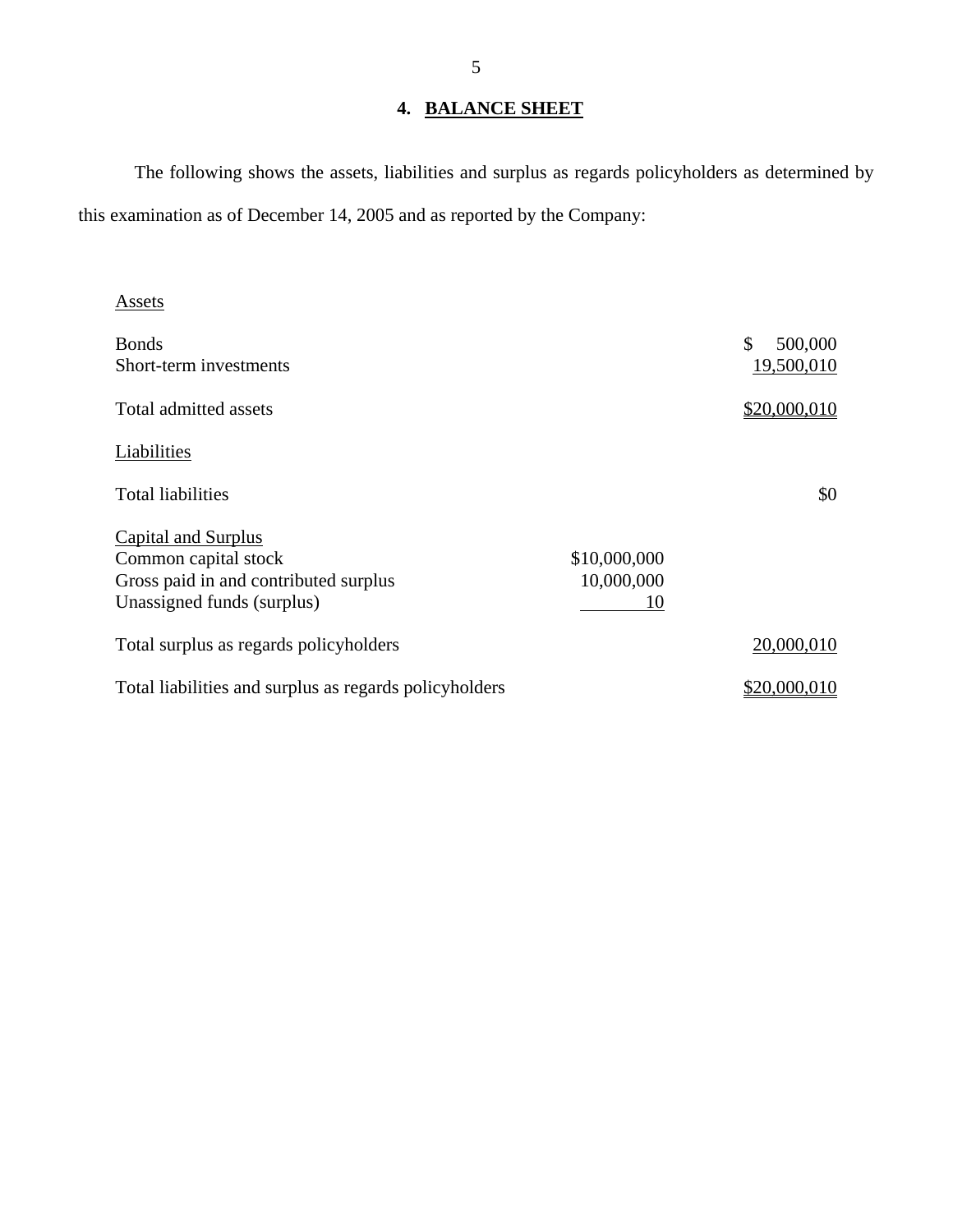## 4. BALANCE SHEET

The following shows the assets, liabilities and surplus as regards policyholders as determined by this examination as of December 14, 2005 and as reported by the Company:

| | | |
|---|---|---|
| Assets | | |
| Bonds | | $ 500,000 |
| Short-term investments | | 19,500,010 |
| Total admitted assets | | $20,000,010 |
| Liabilities | | |
| Total liabilities | | $0 |
| Capital and Surplus | | |
| Common capital stock | $10,000,000 | |
| Gross paid in and contributed surplus | 10,000,000 | |
| Unassigned funds (surplus) | 10 | |
| Total surplus as regards policyholders | | 20,000,010 |
| Total liabilities and surplus as regards policyholders | | $20,000,010 |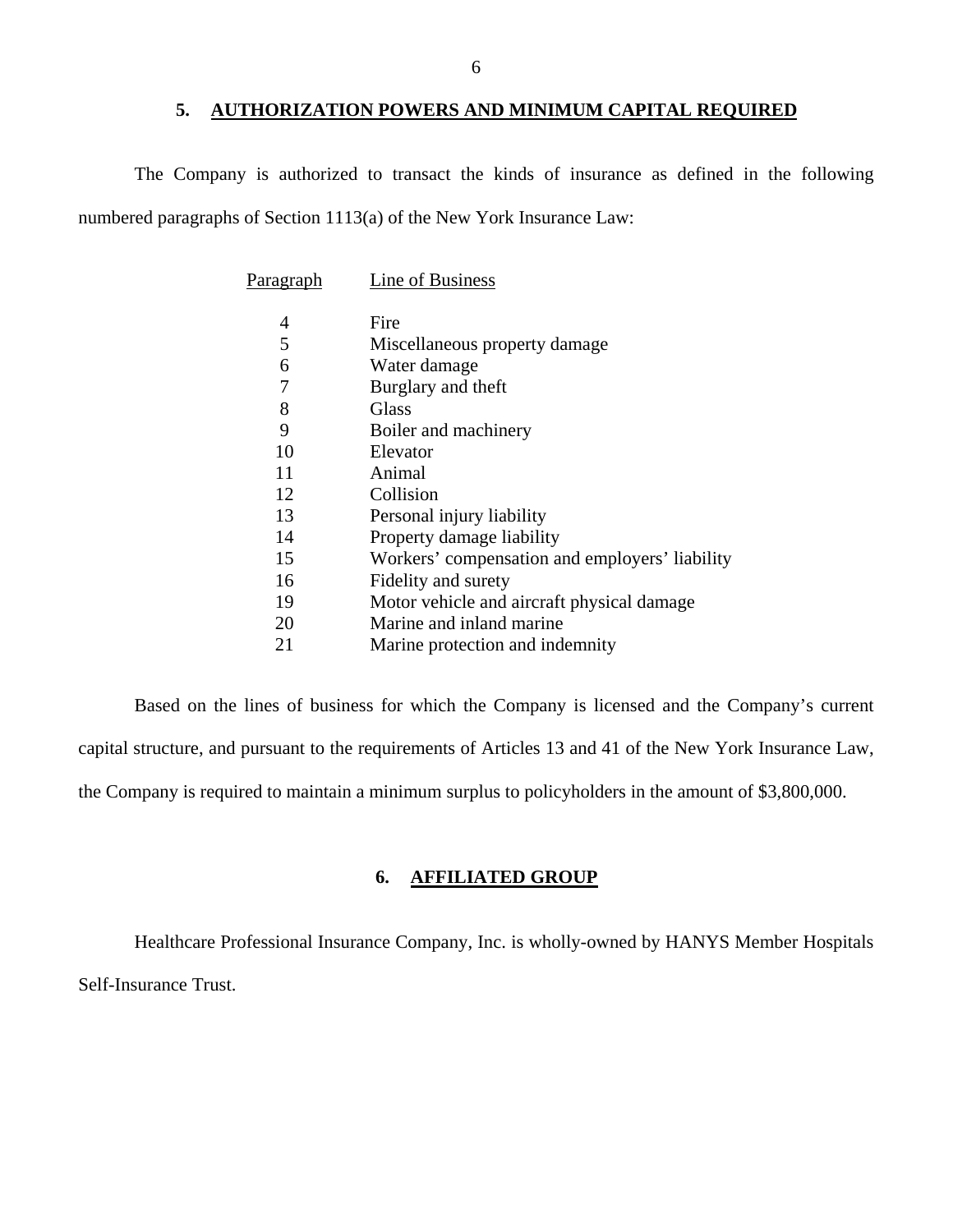## 5. AUTHORIZATION POWERS AND MINIMUM CAPITAL REQUIRED

The Company is authorized to transact the kinds of insurance as defined in the following numbered paragraphs of Section 1113(a) of the New York Insurance Law:

| Paragraph | Line of Business |
|---|---|
| 4 | Fire |
| 5 | Miscellaneous property damage |
| 6 | Water damage |
| 7 | Burglary and theft |
| 8 | Glass |
| 9 | Boiler and machinery |
| 10 | Elevator |
| 11 | Animal |
| 12 | Collision |
| 13 | Personal injury liability |
| 14 | Property damage liability |
| 15 | Workers' compensation and employers' liability |
| 16 | Fidelity and surety |
| 19 | Motor vehicle and aircraft physical damage |
| 20 | Marine and inland marine |
| 21 | Marine protection and indemnity |

Based on the lines of business for which the Company is licensed and the Company's current capital structure, and pursuant to the requirements of Articles 13 and 41 of the New York Insurance Law, the Company is required to maintain a minimum surplus to policyholders in the amount of $3,800,000.

## 6. AFFILIATED GROUP

Healthcare Professional Insurance Company, Inc. is wholly-owned by HANYS Member Hospitals Self-Insurance Trust.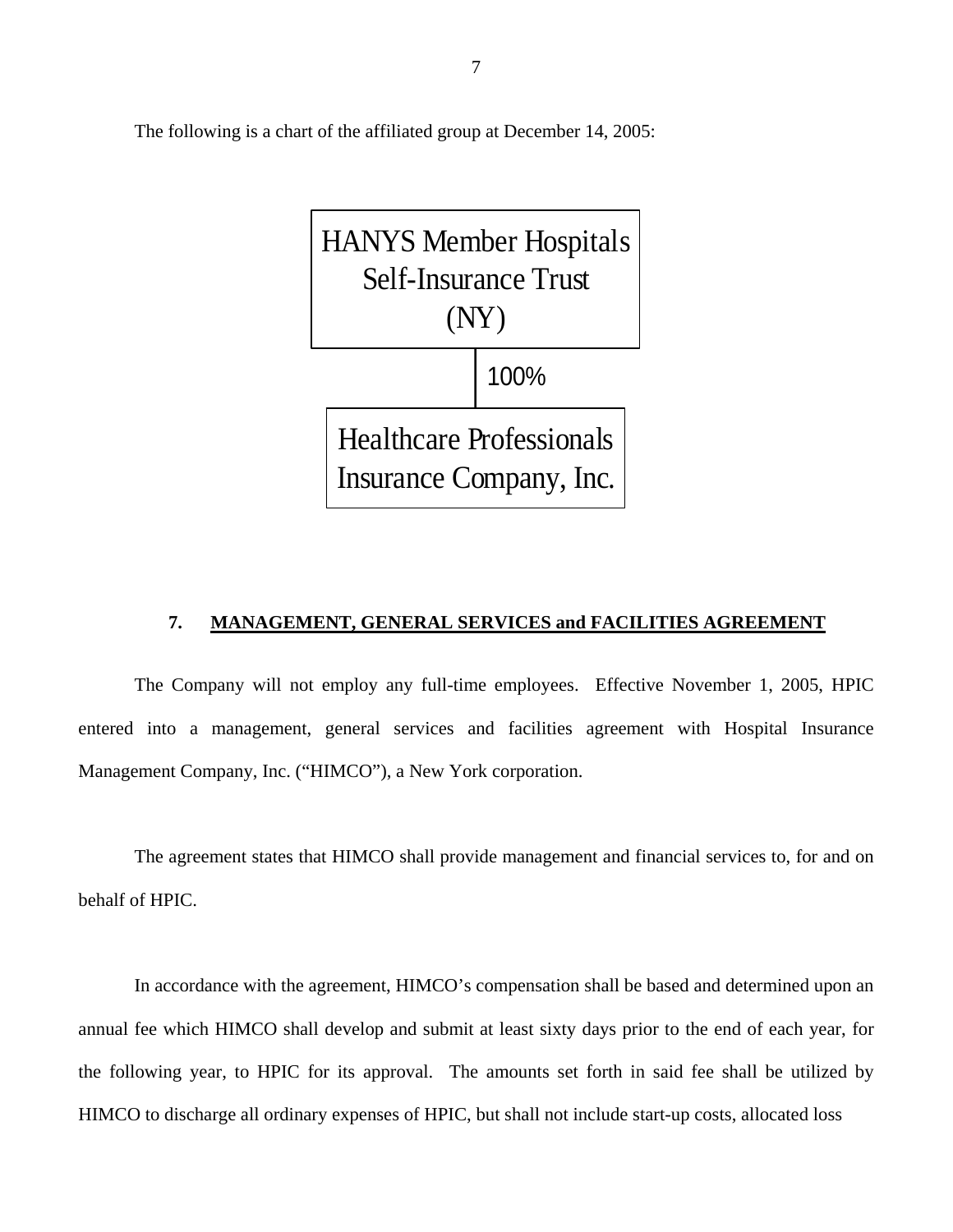The following is a chart of the affiliated group at December 14, 2005:

HANYS Member Hospitals Self-Insurance Trust (NY)

100%

Healthcare Professionals Insurance Company, Inc.

## 7. MANAGEMENT, GENERAL SERVICES and FACILITIES AGREEMENT

The Company will not employ any full-time employees. Effective November 1, 2005, HPIC entered into a management, general services and facilities agreement with Hospital Insurance Management Company, Inc. ("HIMCO"), a New York corporation.

The agreement states that HIMCO shall provide management and financial services to, for and on behalf of HPIC.

In accordance with the agreement, HIMCO's compensation shall be based and determined upon an annual fee which HIMCO shall develop and submit at least sixty days prior to the end of each year, for the following year, to HPIC for its approval. The amounts set forth in said fee shall be utilized by HIMCO to discharge all ordinary expenses of HPIC, but shall not include start-up costs, allocated loss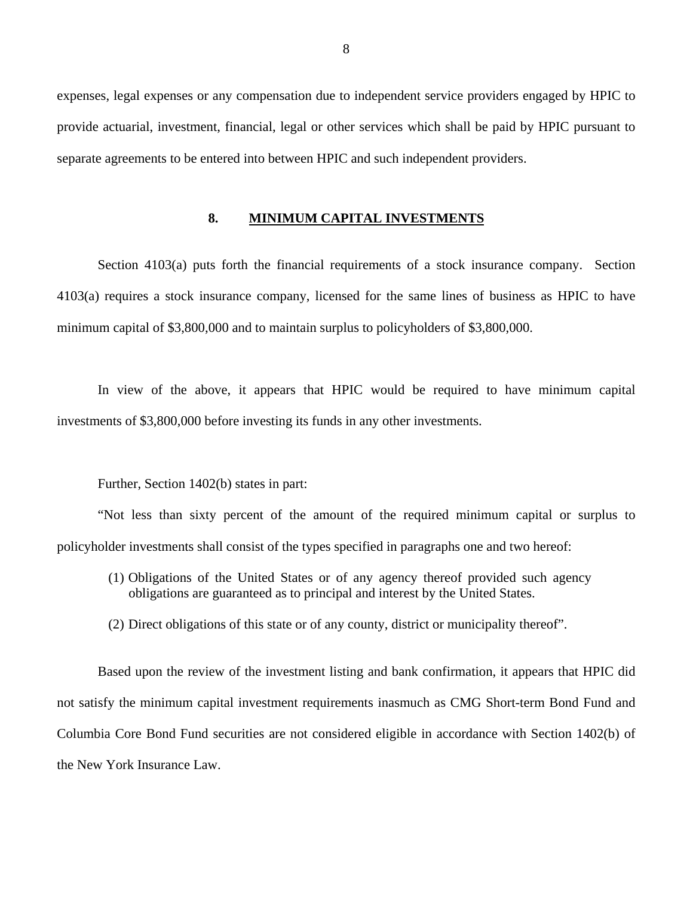expenses, legal expenses or any compensation due to independent service providers engaged by HPIC to provide actuarial, investment, financial, legal or other services which shall be paid by HPIC pursuant to separate agreements to be entered into between HPIC and such independent providers.

## 8. MINIMUM CAPITAL INVESTMENTS

Section 4103(a) puts forth the financial requirements of a stock insurance company. Section 4103(a) requires a stock insurance company, licensed for the same lines of business as HPIC to have minimum capital of $3,800,000 and to maintain surplus to policyholders of $3,800,000.

In view of the above, it appears that HPIC would be required to have minimum capital investments of $3,800,000 before investing its funds in any other investments.

Further, Section 1402(b) states in part:

"Not less than sixty percent of the amount of the required minimum capital or surplus to policyholder investments shall consist of the types specified in paragraphs one and two hereof:

(1) Obligations of the United States or of any agency thereof provided such agency obligations are guaranteed as to principal and interest by the United States.

(2) Direct obligations of this state or of any county, district or municipality thereof".

Based upon the review of the investment listing and bank confirmation, it appears that HPIC did not satisfy the minimum capital investment requirements inasmuch as CMG Short-term Bond Fund and Columbia Core Bond Fund securities are not considered eligible in accordance with Section 1402(b) of the New York Insurance Law.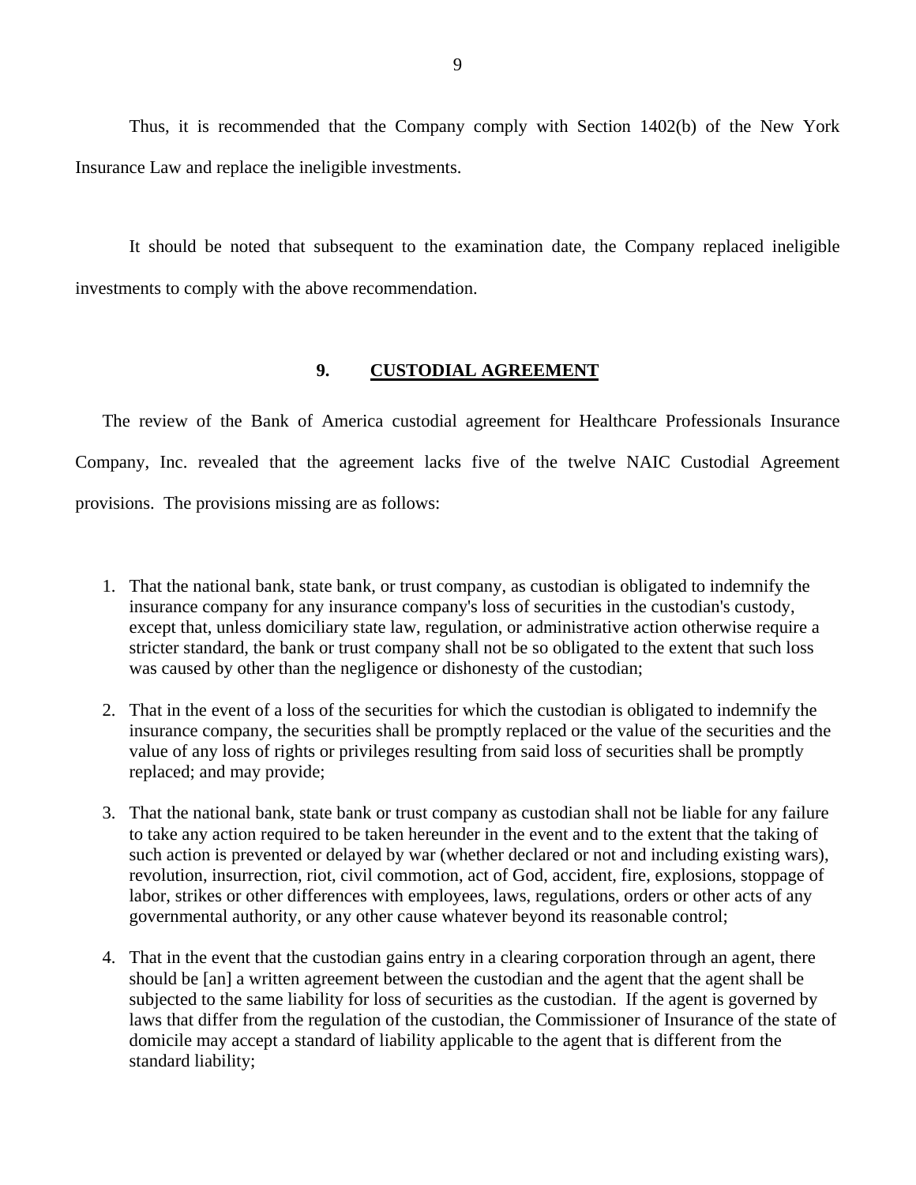Thus, it is recommended that the Company comply with Section 1402(b) of the New York Insurance Law and replace the ineligible investments.

It should be noted that subsequent to the examination date, the Company replaced ineligible investments to comply with the above recommendation.

## 9. CUSTODIAL AGREEMENT

The review of the Bank of America custodial agreement for Healthcare Professionals Insurance Company, Inc. revealed that the agreement lacks five of the twelve NAIC Custodial Agreement provisions. The provisions missing are as follows:

1. That the national bank, state bank, or trust company, as custodian is obligated to indemnify the insurance company for any insurance company's loss of securities in the custodian's custody, except that, unless domiciliary state law, regulation, or administrative action otherwise require a stricter standard, the bank or trust company shall not be so obligated to the extent that such loss was caused by other than the negligence or dishonesty of the custodian;

2. That in the event of a loss of the securities for which the custodian is obligated to indemnify the insurance company, the securities shall be promptly replaced or the value of the securities and the value of any loss of rights or privileges resulting from said loss of securities shall be promptly replaced; and may provide;

3. That the national bank, state bank or trust company as custodian shall not be liable for any failure to take any action required to be taken hereunder in the event and to the extent that the taking of such action is prevented or delayed by war (whether declared or not and including existing wars), revolution, insurrection, riot, civil commotion, act of God, accident, fire, explosions, stoppage of labor, strikes or other differences with employees, laws, regulations, orders or other acts of any governmental authority, or any other cause whatever beyond its reasonable control;

4. That in the event that the custodian gains entry in a clearing corporation through an agent, there should be [an] a written agreement between the custodian and the agent that the agent shall be subjected to the same liability for loss of securities as the custodian. If the agent is governed by laws that differ from the regulation of the custodian, the Commissioner of Insurance of the state of domicile may accept a standard of liability applicable to the agent that is different from the standard liability;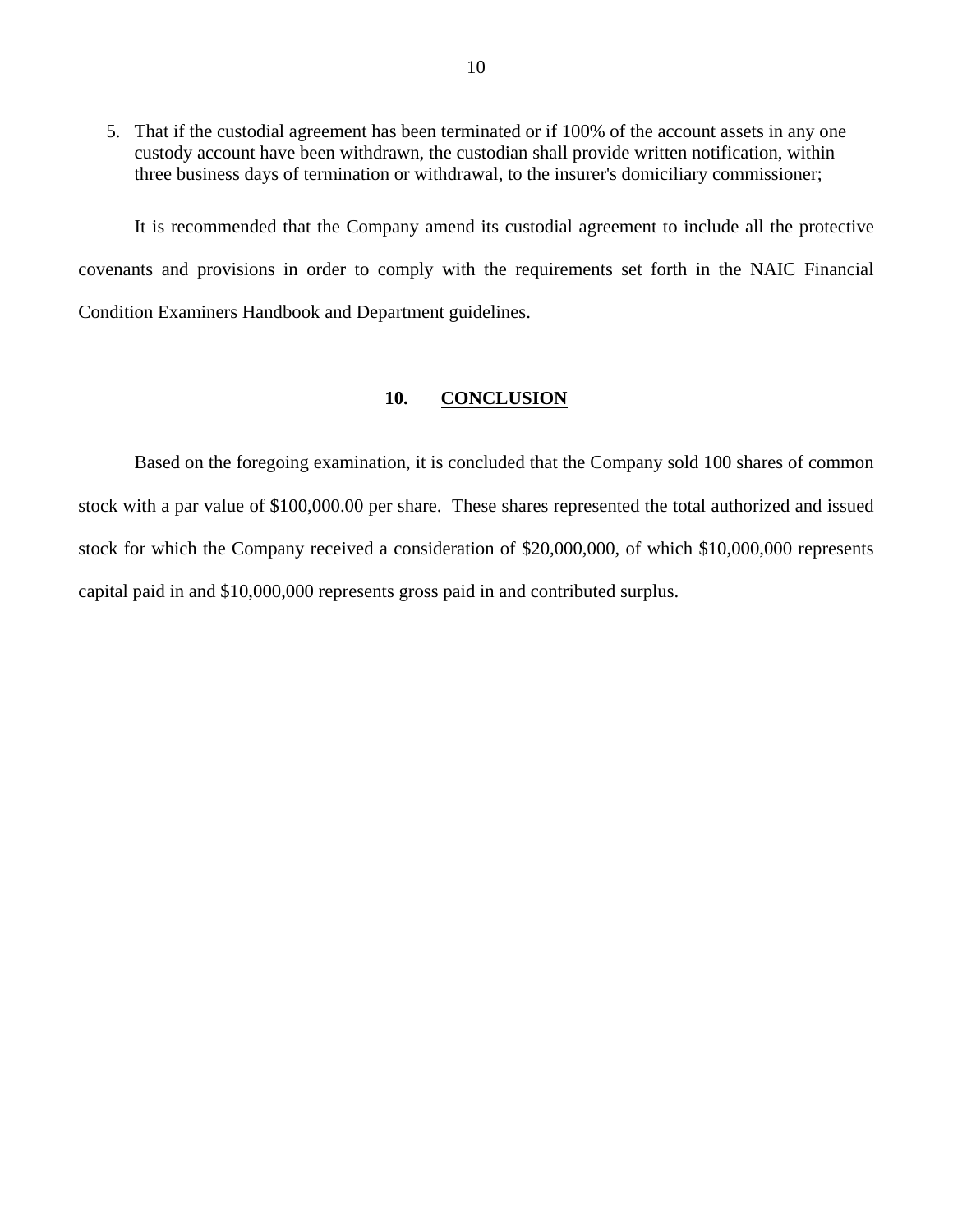5. That if the custodial agreement has been terminated or if 100% of the account assets in any one custody account have been withdrawn, the custodian shall provide written notification, within three business days of termination or withdrawal, to the insurer's domiciliary commissioner;

It is recommended that the Company amend its custodial agreement to include all the protective covenants and provisions in order to comply with the requirements set forth in the NAIC Financial Condition Examiners Handbook and Department guidelines.

## 10. CONCLUSION

Based on the foregoing examination, it is concluded that the Company sold 100 shares of common stock with a par value of $100,000.00 per share. These shares represented the total authorized and issued stock for which the Company received a consideration of $20,000,000, of which $10,000,000 represents capital paid in and $10,000,000 represents gross paid in and contributed surplus.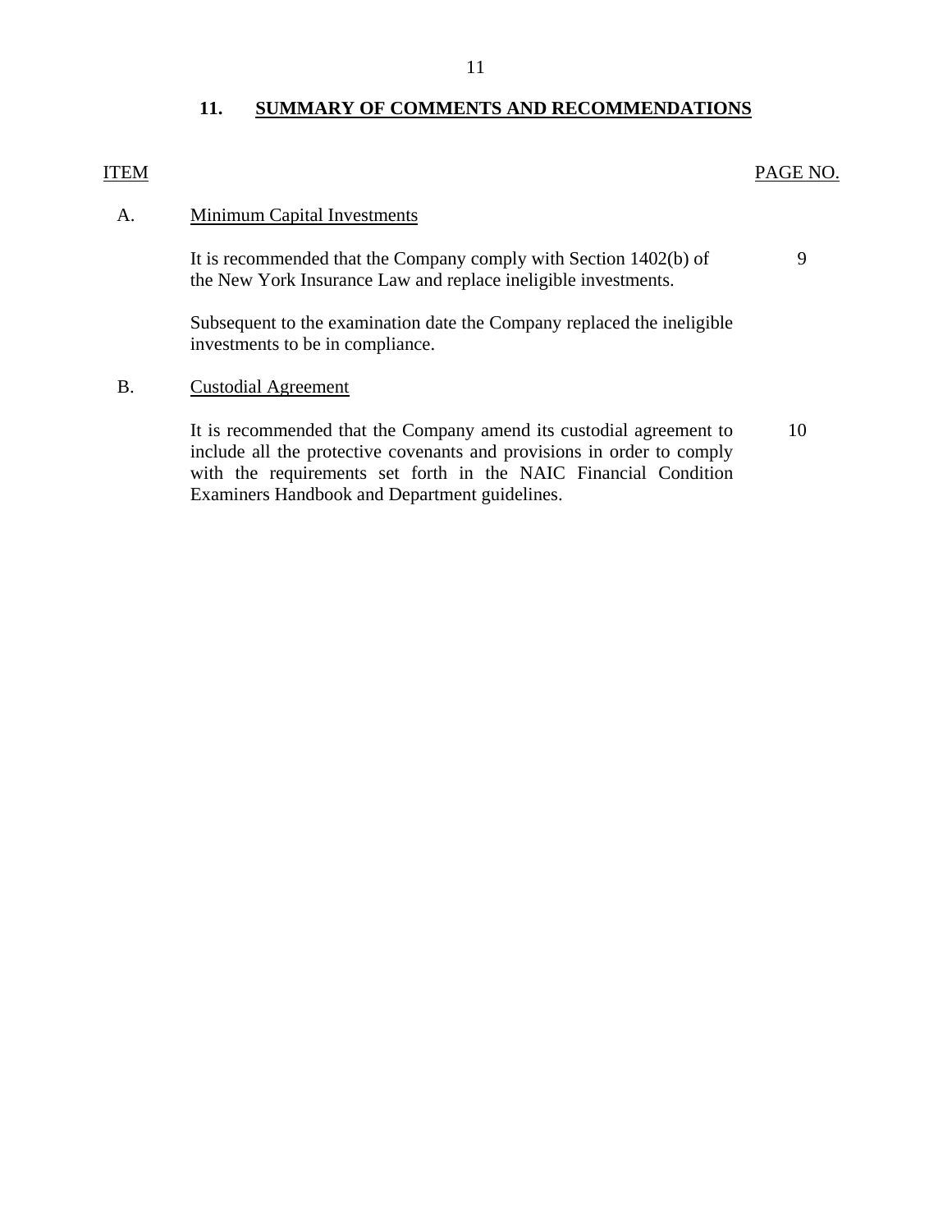## 11. SUMMARY OF COMMENTS AND RECOMMENDATIONS

| ITEM | | PAGE NO. |
|---|---|---|
| A. | Minimum Capital Investments | |
| | It is recommended that the Company comply with Section 1402(b) of the New York Insurance Law and replace ineligible investments. | 9 |
| | Subsequent to the examination date the Company replaced the ineligible investments to be in compliance. | |
| B. | Custodial Agreement | |
| | It is recommended that the Company amend its custodial agreement to include all the protective covenants and provisions in order to comply with the requirements set forth in the NAIC Financial Condition Examiners Handbook and Department guidelines. | 10 |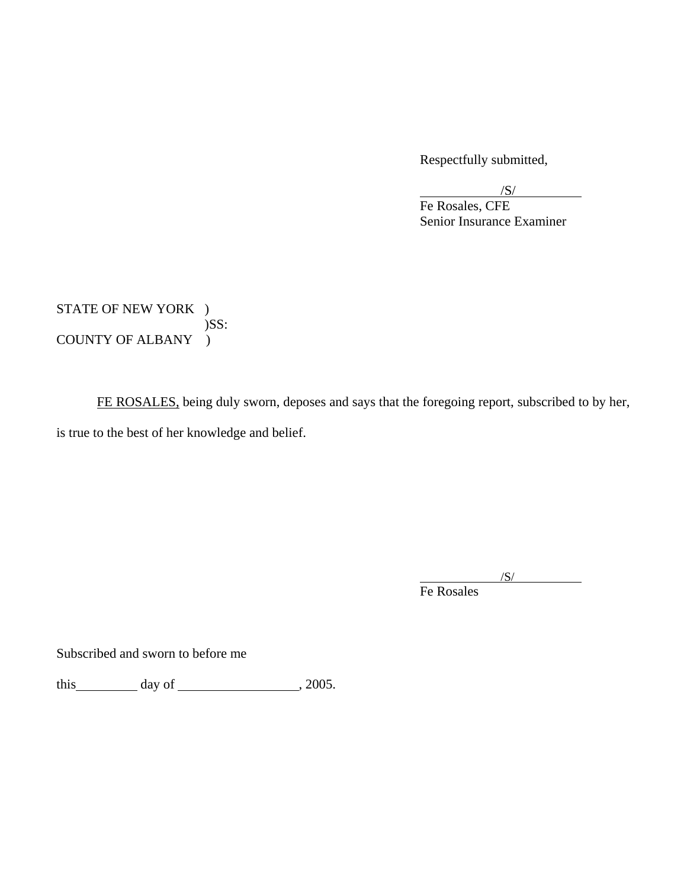Respectfully submitted,

/S/
Fe Rosales, CFE
Senior Insurance Examiner

STATE OF NEW YORK )
)SS:
COUNTY OF ALBANY )

FE ROSALES, being duly sworn, deposes and says that the foregoing report, subscribed to by her, is true to the best of her knowledge and belief.

/S/
Fe Rosales

Subscribed and sworn to before me

this\_\_\_\_\_\_\_\_\_ day of \_\_\_\_\_\_\_\_\_\_\_\_\_\_\_\_\_\_, 2005.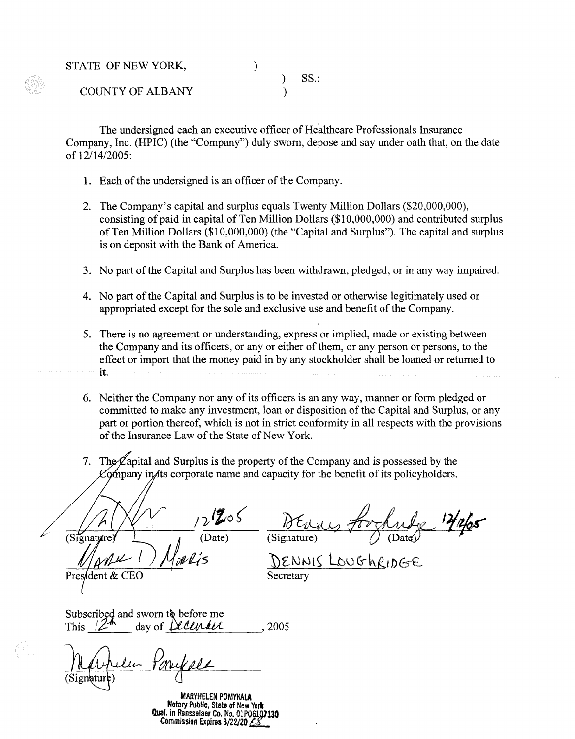STATE OF NEW YORK, )
) SS.:
COUNTY OF ALBANY )

The undersigned each an executive officer of Healthcare Professionals Insurance Company, Inc. (HPIC) (the "Company") duly sworn, depose and say under oath that, on the date of 12/14/2005:

1. Each of the undersigned is an officer of the Company.
2. The Company's capital and surplus equals Twenty Million Dollars ($20,000,000), consisting of paid in capital of Ten Million Dollars ($10,000,000) and contributed surplus of Ten Million Dollars ($10,000,000) (the "Capital and Surplus"). The capital and surplus is on deposit with the Bank of America.
3. No part of the Capital and Surplus has been withdrawn, pledged, or in any way impaired.
4. No part of the Capital and Surplus is to be invested or otherwise legitimately used or appropriated except for the sole and exclusive use and benefit of the Company.
5. There is no agreement or understanding, express or implied, made or existing between the Company and its officers, or any or either of them, or any person or persons, to the effect or import that the money paid in by any stockholder shall be loaned or returned to it.
6. Neither the Company nor any of its officers is an any way, manner or form pledged or committed to make any investment, loan or disposition of the Capital and Surplus, or any part or portion thereof, which is not in strict conformity in all respects with the provisions of the Insurance Law of the State of New York.
7. The Capital and Surplus is the property of the Company and is possessed by the Company in its corporate name and capacity for the benefit of its policyholders.

(Signature) 12/12/05 (Date)
Mark D. Morris
President & CEO

(Signature) Dennis Loughridge 12/12/05 (Date)
DENNIS LOUGHRIDGE
Secretary

Subscribed and sworn to before me
This 12th day of December, 2005

(Signature)

MARYHELEN POMYKALA
Notary Public, State of New York
Qual. in Rensselaer Co. No. 01PO6107130
Commission Expires 3/22/2008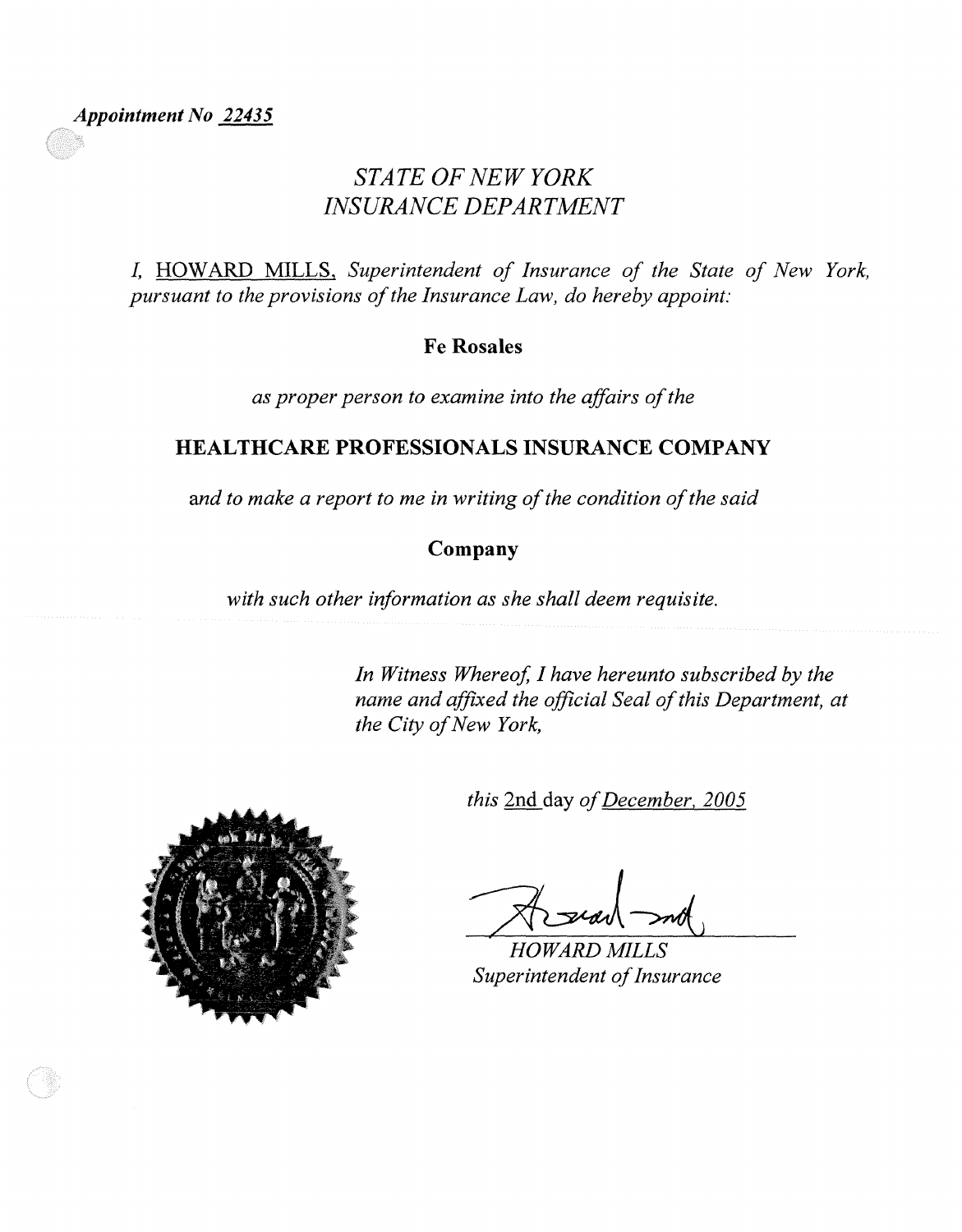*Appointment No* _22435_

# *STATE OF NEW YORK*
# *INSURANCE DEPARTMENT*

*I,* HOWARD MILLS, *Superintendent of Insurance of the State of New York, pursuant to the provisions of the Insurance Law, do hereby appoint:*

**Fe Rosales**

*as proper person to examine into the affairs of the*

**HEALTHCARE PROFESSIONALS INSURANCE COMPANY**

*and to make a report to me in writing of the condition of the said*

**Company**

*with such other information as she shall deem requisite.*

*In Witness Whereof, I have hereunto subscribed by the name and affixed the official Seal of this Department, at the City of New York,*

*this* 2nd day *of December, 2005*

*HOWARD MILLS*
*Superintendent of Insurance*